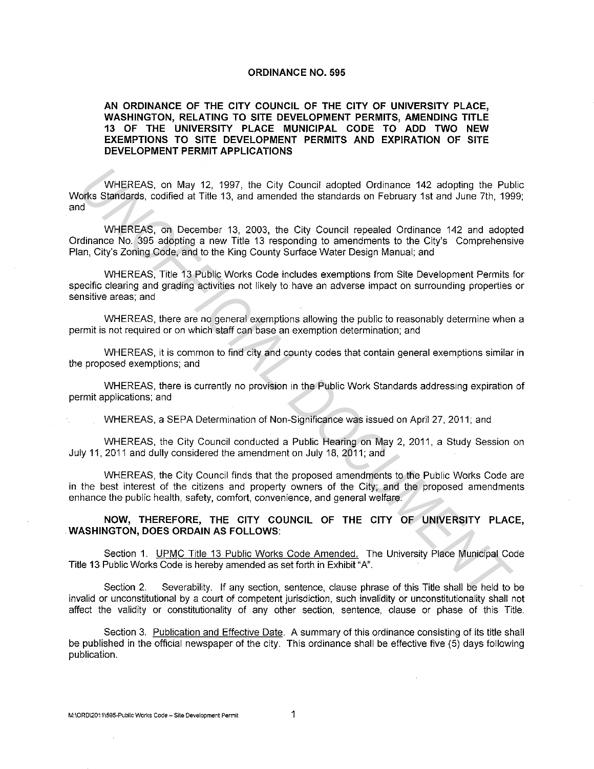# ORDINANCE NO. 595

## AN ORDINANCE OF THE CITY COUNCIL OF THE CITY OF UNIVERSITY PLACE, WASHINGTON, RELATING TO SITE DEVELOPMENT PERMITS, AMENDING TITLE 13 OF THE UNIVERSITY PLACE MUNICIPAL CODE TO ADD TWO NEW EXEMPTIONS TO SITE DEVELOPMENT PERMITS AND EXPIRATION OF SITE DEVELOPMENT PERMIT APPLICATIONS

WHEREAS, on May 12, 1997, the City Council adopted Ordinance 142 adopting the Public Works Standards, codified at Title 13, and amended the standards on February 1st and June 7th, 1999; and

WHEREAS, on December 13, 2003, the City Council repealed Ordinance 142 and adopted Ordinance No. 395 adopting a new Title 13 responding to amendments to the City's Comprehensive Plan, City's Zoning Code, and to the King County Surface Water Design Manual; and

WHEREAS, Title 13 Public Works Code includes exemptions from Site Development Permits for specific clearing and grading activities not likely to have an adverse impact on surrounding properties or sensitive areas; and

WHEREAS, there are no general exemptions allowing the public to reasonably determine when a permit is not required or on which staff can base an exemption determination; and

WHEREAS, it is common to find city and county codes that contain general exemptions similar in the proposed exemptions; and

WHEREAS, there is currently no provision in the Public Work Standards addressing expiration of permit applications; and

WHEREAS, a SEPA Determination of Non-Significance was issued on April 27, 2011; and

WHEREAS, the City Council conducted a Public Hearing on May 2, 2011, a Study Session on July 11, 2011 and dully considered the amendment on July 18, 2011; and

WHEREAS, the City Council finds that the proposed amendments to the Public Works Code are in the best interest of the citizens and property owners of the City; and the proposed amendments enhance the public health, safety, comfort, convenience, and general welfare.

**NOW, THEREFORE, THE CITY COUNCIL OF THE CITY OF UNIVERSITY PLACE, WASHINGTON, DOES ORDAIN AS FOLLOWS:**

Section 1. UPMC Title 13 Public Works Code Amended. The University Place Municipal Code Title 13 Public Works Code is hereby amended as set forth in Exhibit "A".

Section 2. Severability. If any section, sentence, clause phrase of this Title shall be held to be invalid or unconstitutional by a court of competent jurisdiction, such invalidity or unconstitutionality shall not affect the validity or constitutionality of any other section, sentence, clause or phase of this Title.

Section 3. Publication and Effective Date. A summary of this ordinance consisting of its title shall be published in the official newspaper of the city. This ordinance shall be effective five (5) days following publication.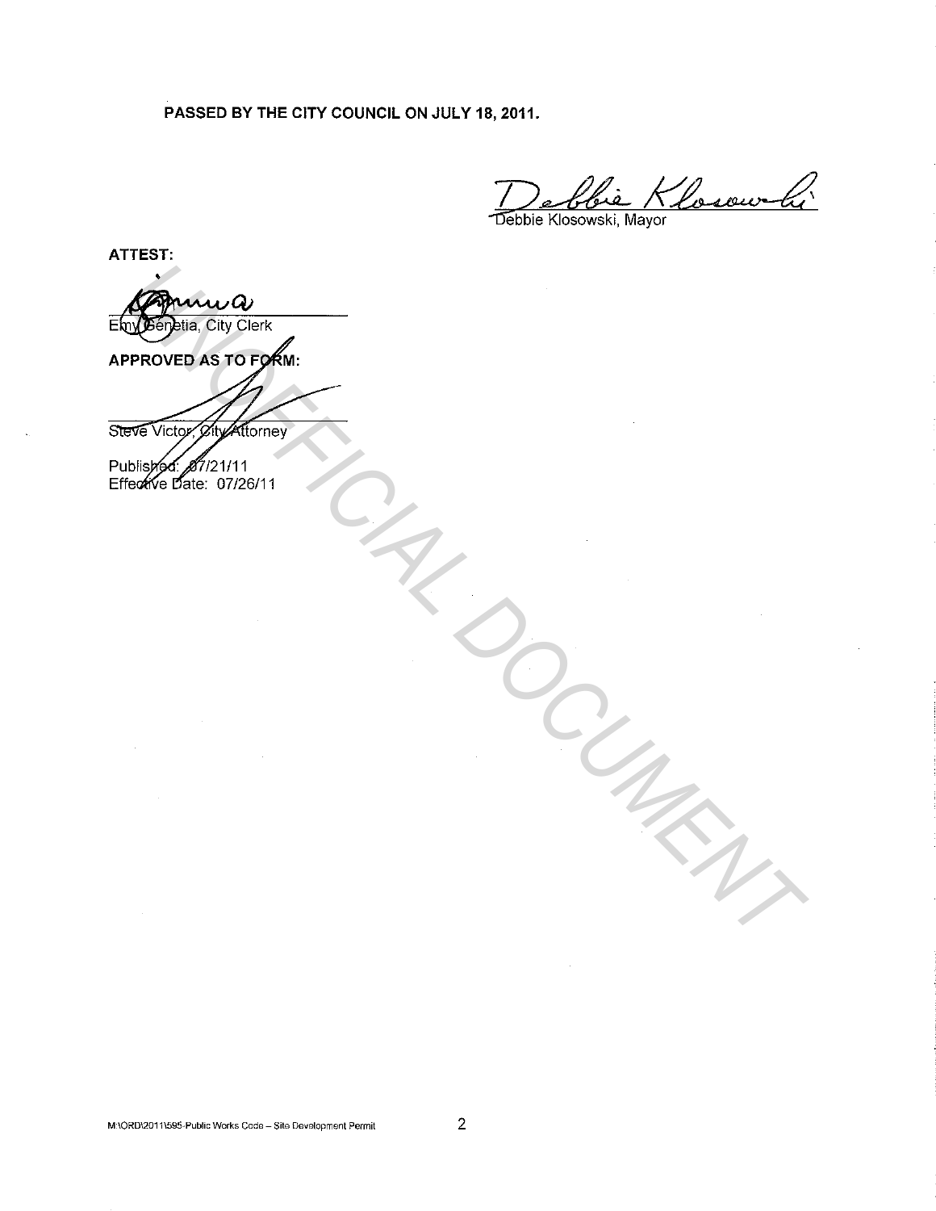**PASSED BY THE CITY COUNCIL ON JULY 18, 2011.**

Debbie Klosowski, Mayor

**ATTEST:**

Emy Genetia, City Clerk

**APPROVED AS TO FORM:**

Steve Victor, City Attorney

Published: 07/21/11
Effective Date: 07/26/11

UNOFFICIAL DOCUMENT

M:\ORD\2011\595-Public Works Code – Site Development Permit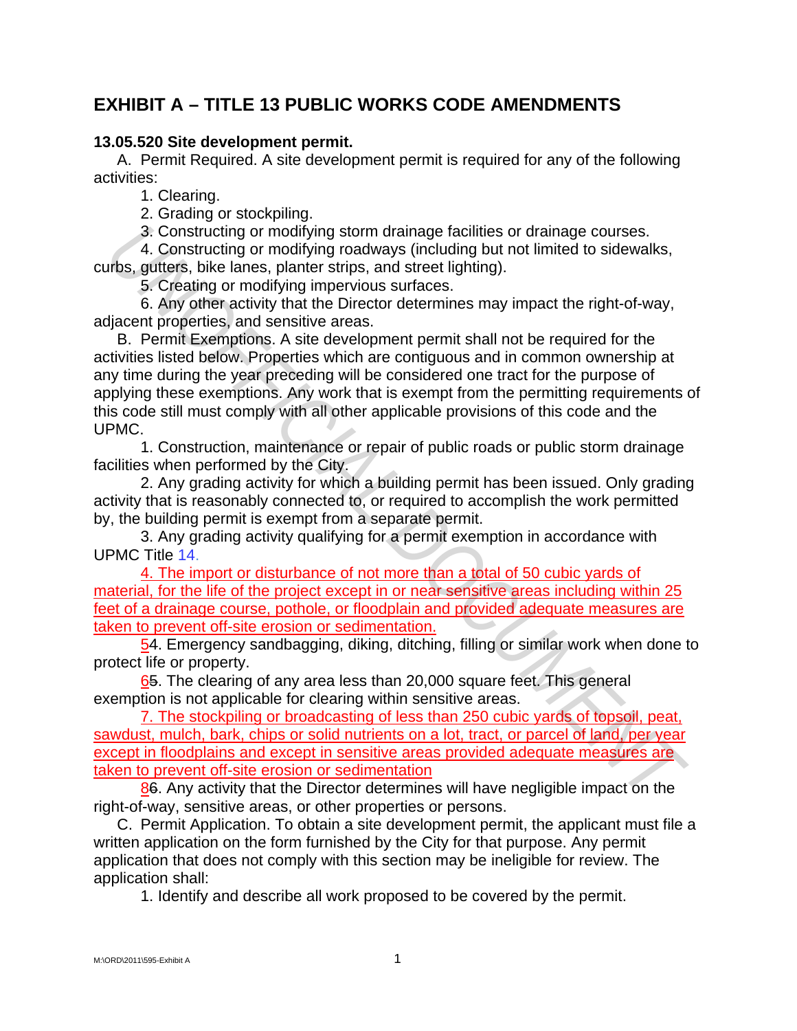# EXHIBIT A – TITLE 13 PUBLIC WORKS CODE AMENDMENTS

**13.05.520 Site development permit.**

A. Permit Required. A site development permit is required for any of the following activities:

1. Clearing.
2. Grading or stockpiling.
3. Constructing or modifying storm drainage facilities or drainage courses.
4. Constructing or modifying roadways (including but not limited to sidewalks, curbs, gutters, bike lanes, planter strips, and street lighting).
5. Creating or modifying impervious surfaces.
6. Any other activity that the Director determines may impact the right-of-way, adjacent properties, and sensitive areas.

B. Permit Exemptions. A site development permit shall not be required for the activities listed below. Properties which are contiguous and in common ownership at any time during the year preceding will be considered one tract for the purpose of applying these exemptions. Any work that is exempt from the permitting requirements of this code still must comply with all other applicable provisions of this code and the UPMC.

1. Construction, maintenance or repair of public roads or public storm drainage facilities when performed by the City.
2. Any grading activity for which a building permit has been issued. Only grading activity that is reasonably connected to, or required to accomplish the work permitted by, the building permit is exempt from a separate permit.
3. Any grading activity qualifying for a permit exemption in accordance with UPMC Title 14.
4. The import or disturbance of not more than a total of 50 cubic yards of material, for the life of the project except in or near sensitive areas including within 25 feet of a drainage course, pothole, or floodplain and provided adequate measures are taken to prevent off-site erosion or sedimentation.
5~~4~~. Emergency sandbagging, diking, ditching, filling or similar work when done to protect life or property.
6~~5~~. The clearing of any area less than 20,000 square feet. This general exemption is not applicable for clearing within sensitive areas.
7. The stockpiling or broadcasting of less than 250 cubic yards of topsoil, peat, sawdust, mulch, bark, chips or solid nutrients on a lot, tract, or parcel of land, per year except in floodplains and except in sensitive areas provided adequate measures are taken to prevent off-site erosion or sedimentation
8~~6~~. Any activity that the Director determines will have negligible impact on the right-of-way, sensitive areas, or other properties or persons.

C. Permit Application. To obtain a site development permit, the applicant must file a written application on the form furnished by the City for that purpose. Any permit application that does not comply with this section may be ineligible for review. The application shall:

1. Identify and describe all work proposed to be covered by the permit.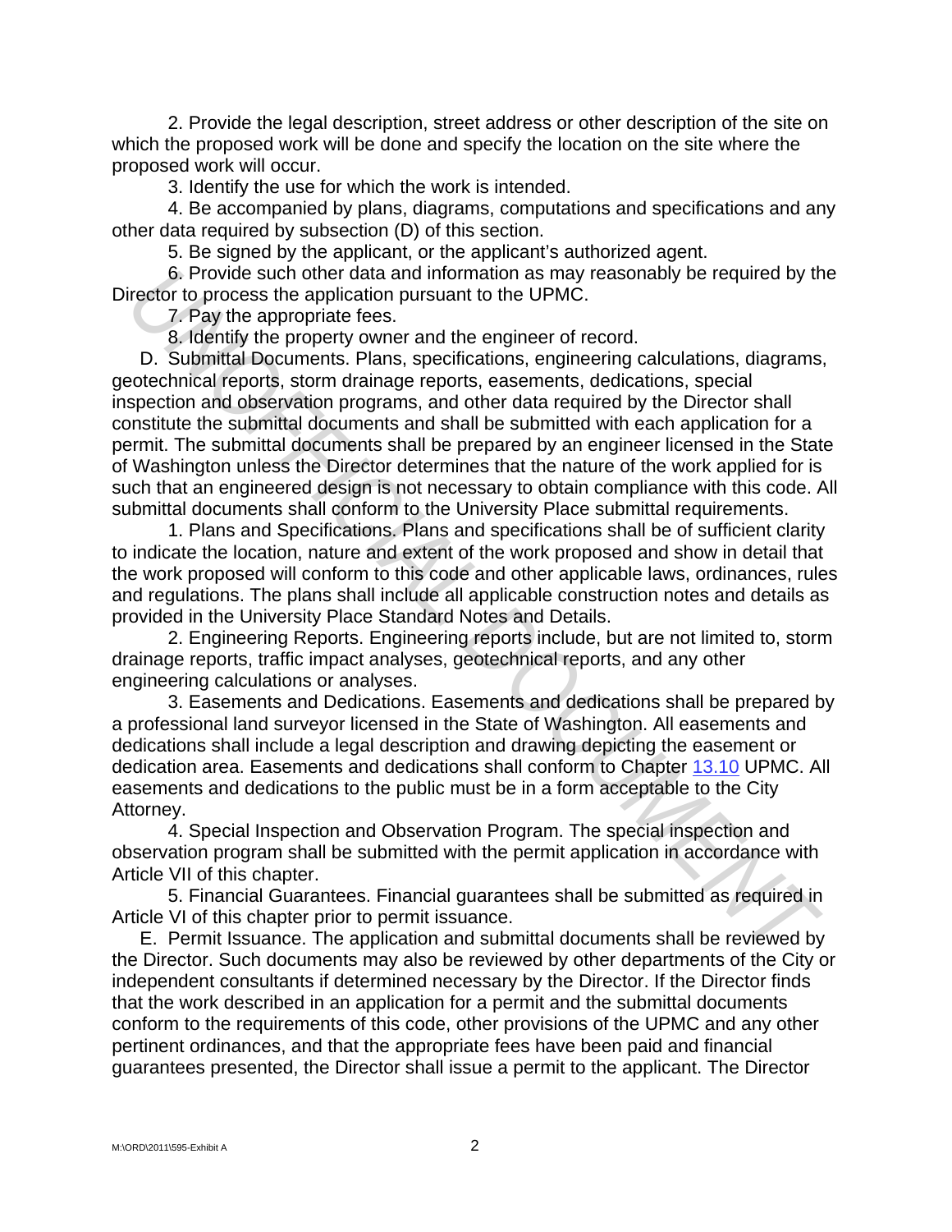2. Provide the legal description, street address or other description of the site on which the proposed work will be done and specify the location on the site where the proposed work will occur.

3. Identify the use for which the work is intended.

4. Be accompanied by plans, diagrams, computations and specifications and any other data required by subsection (D) of this section.

5. Be signed by the applicant, or the applicant's authorized agent.

6. Provide such other data and information as may reasonably be required by the Director to process the application pursuant to the UPMC.

7. Pay the appropriate fees.

8. Identify the property owner and the engineer of record.

D. Submittal Documents. Plans, specifications, engineering calculations, diagrams, geotechnical reports, storm drainage reports, easements, dedications, special inspection and observation programs, and other data required by the Director shall constitute the submittal documents and shall be submitted with each application for a permit. The submittal documents shall be prepared by an engineer licensed in the State of Washington unless the Director determines that the nature of the work applied for is such that an engineered design is not necessary to obtain compliance with this code. All submittal documents shall conform to the University Place submittal requirements.

1. Plans and Specifications. Plans and specifications shall be of sufficient clarity to indicate the location, nature and extent of the work proposed and show in detail that the work proposed will conform to this code and other applicable laws, ordinances, rules and regulations. The plans shall include all applicable construction notes and details as provided in the University Place Standard Notes and Details.

2. Engineering Reports. Engineering reports include, but are not limited to, storm drainage reports, traffic impact analyses, geotechnical reports, and any other engineering calculations or analyses.

3. Easements and Dedications. Easements and dedications shall be prepared by a professional land surveyor licensed in the State of Washington. All easements and dedications shall include a legal description and drawing depicting the easement or dedication area. Easements and dedications shall conform to Chapter 13.10 UPMC. All easements and dedications to the public must be in a form acceptable to the City Attorney.

4. Special Inspection and Observation Program. The special inspection and observation program shall be submitted with the permit application in accordance with Article VII of this chapter.

5. Financial Guarantees. Financial guarantees shall be submitted as required in Article VI of this chapter prior to permit issuance.

E. Permit Issuance. The application and submittal documents shall be reviewed by the Director. Such documents may also be reviewed by other departments of the City or independent consultants if determined necessary by the Director. If the Director finds that the work described in an application for a permit and the submittal documents conform to the requirements of this code, other provisions of the UPMC and any other pertinent ordinances, and that the appropriate fees have been paid and financial guarantees presented, the Director shall issue a permit to the applicant. The Director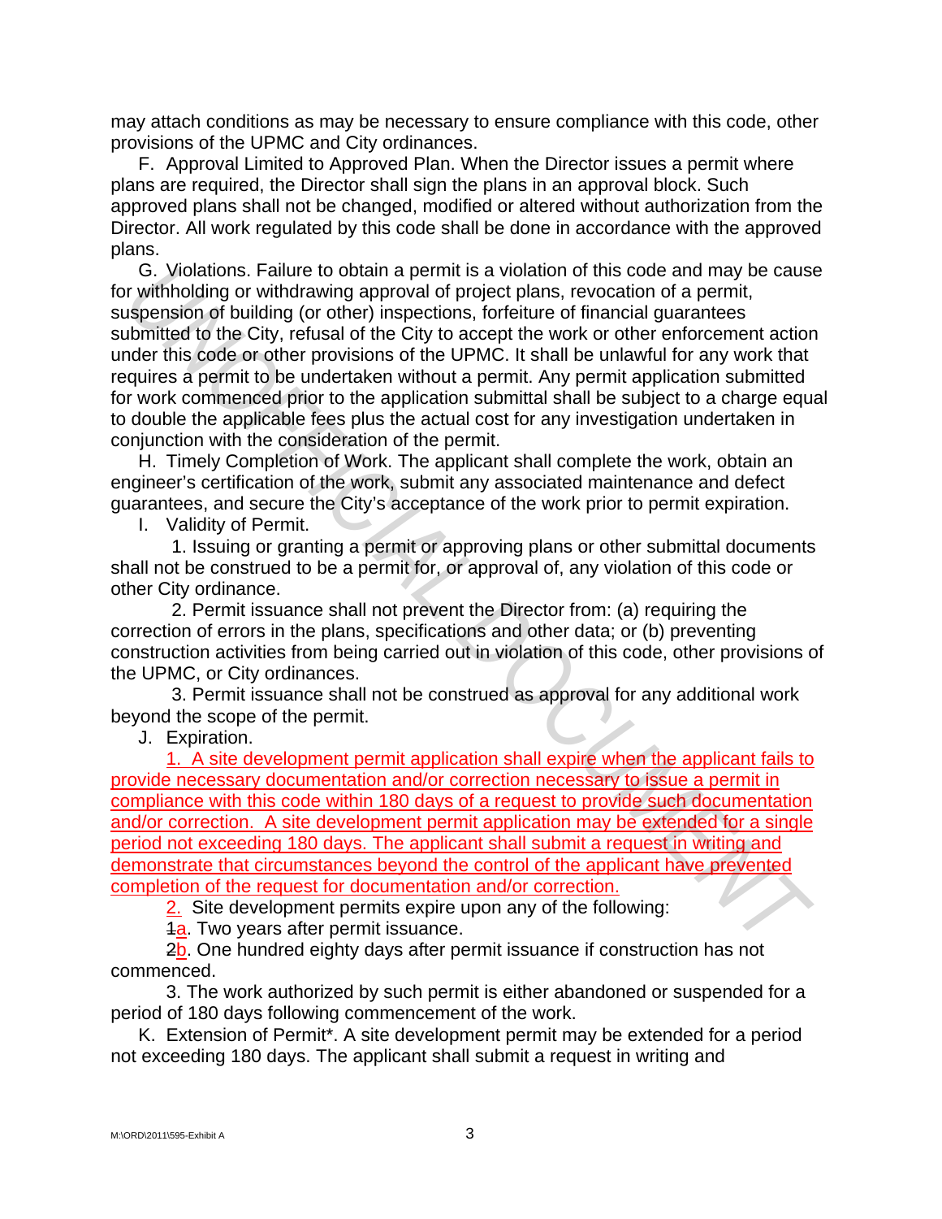may attach conditions as may be necessary to ensure compliance with this code, other provisions of the UPMC and City ordinances.

F. Approval Limited to Approved Plan. When the Director issues a permit where plans are required, the Director shall sign the plans in an approval block. Such approved plans shall not be changed, modified or altered without authorization from the Director. All work regulated by this code shall be done in accordance with the approved plans.

G. Violations. Failure to obtain a permit is a violation of this code and may be cause for withholding or withdrawing approval of project plans, revocation of a permit, suspension of building (or other) inspections, forfeiture of financial guarantees submitted to the City, refusal of the City to accept the work or other enforcement action under this code or other provisions of the UPMC. It shall be unlawful for any work that requires a permit to be undertaken without a permit. Any permit application submitted for work commenced prior to the application submittal shall be subject to a charge equal to double the applicable fees plus the actual cost for any investigation undertaken in conjunction with the consideration of the permit.

H. Timely Completion of Work. The applicant shall complete the work, obtain an engineer's certification of the work, submit any associated maintenance and defect guarantees, and secure the City's acceptance of the work prior to permit expiration.

I. Validity of Permit.

1. Issuing or granting a permit or approving plans or other submittal documents shall not be construed to be a permit for, or approval of, any violation of this code or other City ordinance.

2. Permit issuance shall not prevent the Director from: (a) requiring the correction of errors in the plans, specifications and other data; or (b) preventing construction activities from being carried out in violation of this code, other provisions of the UPMC, or City ordinances.

3. Permit issuance shall not be construed as approval for any additional work beyond the scope of the permit.

J. Expiration.

1. A site development permit application shall expire when the applicant fails to provide necessary documentation and/or correction necessary to issue a permit in compliance with this code within 180 days of a request to provide such documentation and/or correction. A site development permit application may be extended for a single period not exceeding 180 days. The applicant shall submit a request in writing and demonstrate that circumstances beyond the control of the applicant have prevented completion of the request for documentation and/or correction.

2. Site development permits expire upon any of the following:

~~1~~a. Two years after permit issuance.

~~2~~b. One hundred eighty days after permit issuance if construction has not commenced.

3. The work authorized by such permit is either abandoned or suspended for a period of 180 days following commencement of the work.

K. Extension of Permit*. A site development permit may be extended for a period not exceeding 180 days. The applicant shall submit a request in writing and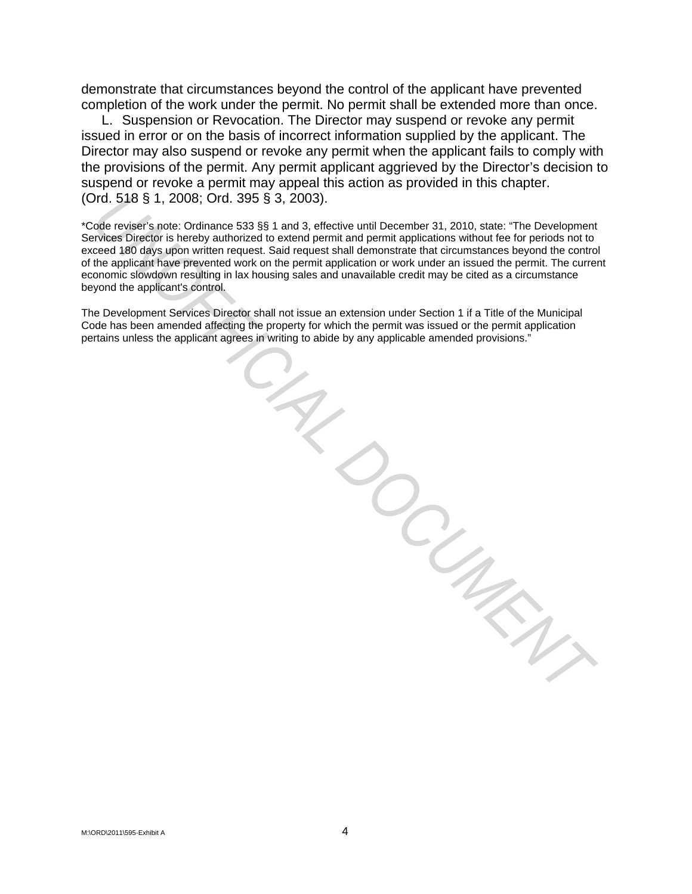demonstrate that circumstances beyond the control of the applicant have prevented completion of the work under the permit. No permit shall be extended more than once.

L. Suspension or Revocation. The Director may suspend or revoke any permit issued in error or on the basis of incorrect information supplied by the applicant. The Director may also suspend or revoke any permit when the applicant fails to comply with the provisions of the permit. Any permit applicant aggrieved by the Director's decision to suspend or revoke a permit may appeal this action as provided in this chapter. (Ord. 518 § 1, 2008; Ord. 395 § 3, 2003).

*Code reviser's note: Ordinance 533 §§ 1 and 3, effective until December 31, 2010, state: "The Development Services Director is hereby authorized to extend permit and permit applications without fee for periods not to exceed 180 days upon written request. Said request shall demonstrate that circumstances beyond the control of the applicant have prevented work on the permit application or work under an issued the permit. The current economic slowdown resulting in lax housing sales and unavailable credit may be cited as a circumstance beyond the applicant's control.

The Development Services Director shall not issue an extension under Section 1 if a Title of the Municipal Code has been amended affecting the property for which the permit was issued or the permit application pertains unless the applicant agrees in writing to abide by any applicable amended provisions."